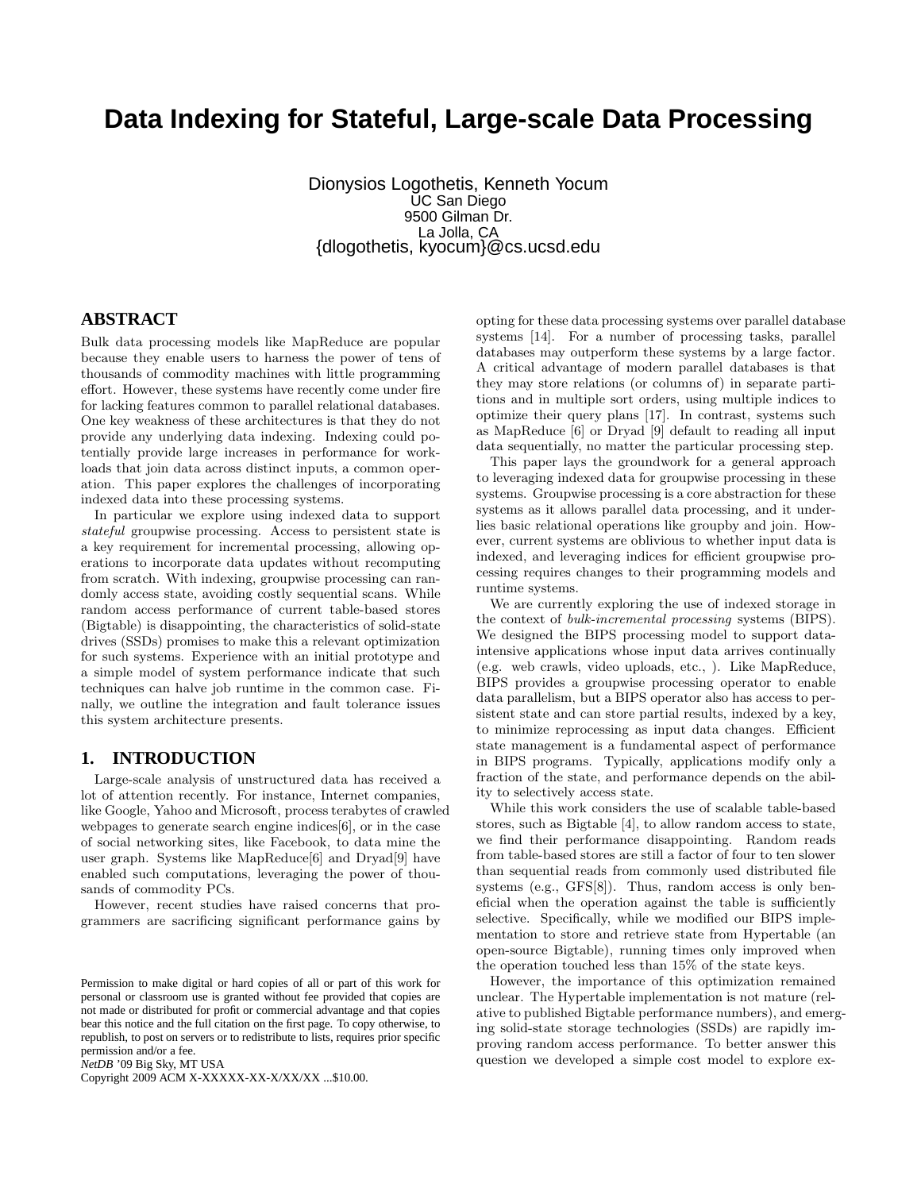# Data Indexing for Stateful, Large-scale Data Processing

Dionysios Logothetis, Kenneth Yocum
UC San Diego
9500 Gilman Dr.
La Jolla, CA
{dlogothetis, kyocum}@cs.ucsd.edu

## ABSTRACT

Bulk data processing models like MapReduce are popular because they enable users to harness the power of tens of thousands of commodity machines with little programming effort. However, these systems have recently come under fire for lacking features common to parallel relational databases. One key weakness of these architectures is that they do not provide any underlying data indexing. Indexing could potentially provide large increases in performance for workloads that join data across distinct inputs, a common operation. This paper explores the challenges of incorporating indexed data into these processing systems.

In particular we explore using indexed data to support *stateful* groupwise processing. Access to persistent state is a key requirement for incremental processing, allowing operations to incorporate data updates without recomputing from scratch. With indexing, groupwise processing can randomly access state, avoiding costly sequential scans. While random access performance of current table-based stores (Bigtable) is disappointing, the characteristics of solid-state drives (SSDs) promises to make this a relevant optimization for such systems. Experience with an initial prototype and a simple model of system performance indicate that such techniques can halve job runtime in the common case. Finally, we outline the integration and fault tolerance issues this system architecture presents.

## 1. INTRODUCTION

Large-scale analysis of unstructured data has received a lot of attention recently. For instance, Internet companies, like Google, Yahoo and Microsoft, process terabytes of crawled webpages to generate search engine indices[6], or in the case of social networking sites, like Facebook, to data mine the user graph. Systems like MapReduce[6] and Dryad[9] have enabled such computations, leveraging the power of thousands of commodity PCs.

However, recent studies have raised concerns that programmers are sacrificing significant performance gains by opting for these data processing systems over parallel database systems [14]. For a number of processing tasks, parallel databases may outperform these systems by a large factor. A critical advantage of modern parallel databases is that they may store relations (or columns of) in separate partitions and in multiple sort orders, using multiple indices to optimize their query plans [17]. In contrast, systems such as MapReduce [6] or Dryad [9] default to reading all input data sequentially, no matter the particular processing step.

This paper lays the groundwork for a general approach to leveraging indexed data for groupwise processing in these systems. Groupwise processing is a core abstraction for these systems as it allows parallel data processing, and it underlies basic relational operations like groupby and join. However, current systems are oblivious to whether input data is indexed, and leveraging indices for efficient groupwise processing requires changes to their programming models and runtime systems.

We are currently exploring the use of indexed storage in the context of *bulk-incremental processing* systems (BIPS). We designed the BIPS processing model to support data-intensive applications whose input data arrives continually (e.g. web crawls, video uploads, etc., ). Like MapReduce, BIPS provides a groupwise processing operator to enable data parallelism, but a BIPS operator also has access to persistent state and can store partial results, indexed by a key, to minimize reprocessing as input data changes. Efficient state management is a fundamental aspect of performance in BIPS programs. Typically, applications modify only a fraction of the state, and performance depends on the ability to selectively access state.

While this work considers the use of scalable table-based stores, such as Bigtable [4], to allow random access to state, we find their performance disappointing. Random reads from table-based stores are still a factor of four to ten slower than sequential reads from commonly used distributed file systems (e.g., GFS[8]). Thus, random access is only beneficial when the operation against the table is sufficiently selective. Specifically, while we modified our BIPS implementation to store and retrieve state from Hypertable (an open-source Bigtable), running times only improved when the operation touched less than 15% of the state keys.

However, the importance of this optimization remained unclear. The Hypertable implementation is not mature (relative to published Bigtable performance numbers), and emerging solid-state storage technologies (SSDs) are rapidly improving random access performance. To better answer this question we developed a simple cost model to explore ex-

Permission to make digital or hard copies of all or part of this work for personal or classroom use is granted without fee provided that copies are not made or distributed for profit or commercial advantage and that copies bear this notice and the full citation on the first page. To copy otherwise, to republish, to post on servers or to redistribute to lists, requires prior specific permission and/or a fee.
*NetDB* '09 Big Sky, MT USA
Copyright 2009 ACM X-XXXXX-XX-X/XX/XX ...$10.00.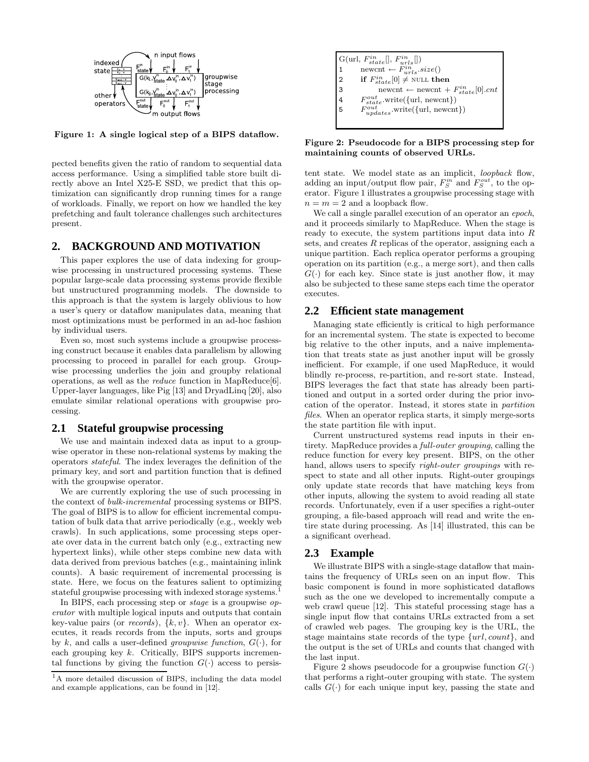Figure 1: A single logical step of a BIPS dataflow.

pected benefits given the ratio of random to sequential data access performance. Using a simplified table store built directly above an Intel X25-E SSD, we predict that this optimization can significantly drop running times for a range of workloads. Finally, we report on how we handled the key prefetching and fault tolerance challenges such architectures present.

## 2. BACKGROUND AND MOTIVATION

This paper explores the use of data indexing for groupwise processing in unstructured processing systems. These popular large-scale data processing systems provide flexible but unstructured programming models. The downside to this approach is that the system is largely oblivious to how a user's query or dataflow manipulates data, meaning that most optimizations must be performed in an ad-hoc fashion by individual users.

Even so, most such systems include a groupwise processing construct because it enables data parallelism by allowing processing to proceed in parallel for each group. Groupwise processing underlies the join and groupby relational operations, as well as the *reduce* function in MapReduce[6]. Upper-layer languages, like Pig [13] and DryadLinq [20], also emulate similar relational operations with groupwise processing.

### 2.1 Stateful groupwise processing

We use and maintain indexed data as input to a groupwise operator in these non-relational systems by making the operators *stateful*. The index leverages the definition of the primary key, and sort and partition function that is defined with the groupwise operator.

We are currently exploring the use of such processing in the context of *bulk-incremental* processing systems or BIPS. The goal of BIPS is to allow for efficient incremental computation of bulk data that arrive periodically (e.g., weekly web crawls). In such applications, some processing steps operate over data in the current batch only (e.g., extracting new hypertext links), while other steps combine new data with data derived from previous batches (e.g., maintaining inlink counts). A basic requirement of incremental processing is state. Here, we focus on the features salient to optimizing stateful groupwise processing with indexed storage systems.[1]

In BIPS, each processing step or *stage* is a groupwise *operator* with multiple logical inputs and outputs that contain key-value pairs (or *records*), $\{k, v\}$. When an operator executes, it reads records from the inputs, sorts and groups by $k$, and calls a user-defined *groupwise function*, $G(\cdot)$, for each grouping key $k$. Critically, BIPS supports incremental functions by giving the function $G(\cdot)$ access to persistent state. We model state as an implicit, *loopback* flow, adding an input/output flow pair, $F_S^{in}$ and $F_S^{out}$, to the operator. Figure 1 illustrates a groupwise processing stage with $n = m = 2$ and a loopback flow.

[1] A more detailed discussion of BIPS, including the data model and example applications, can be found in [12].

```
G(url, F_state^in[], F_urls^in[])
1     newcnt ← F_urls^in.size()
2     if F_state^in[0] ≠ NULL then
3          newcnt ← newcnt + F_state^in[0].cnt
4     F_state^out.write({url, newcnt})
5     F_updates^out.write({url, newcnt})
```

Figure 2: Pseudocode for a BIPS processing step for maintaining counts of observed URLs.

We call a single parallel execution of an operator an *epoch*, and it proceeds similarly to MapReduce. When the stage is ready to execute, the system partitions input data into $R$ sets, and creates $R$ replicas of the operator, assigning each a unique partition. Each replica operator performs a grouping operation on its partition (e.g., a merge sort), and then calls $G(\cdot)$ for each key. Since state is just another flow, it may also be subjected to these same steps each time the operator executes.

### 2.2 Efficient state management

Managing state efficiently is critical to high performance for an incremental system. The state is expected to become big relative to the other inputs, and a naive implementation that treats state as just another input will be grossly inefficient. For example, if one used MapReduce, it would blindly re-process, re-partition, and re-sort state. Instead, BIPS leverages the fact that state has already been partitioned and output in a sorted order during the prior invocation of the operator. Instead, it stores state in *partition files*. When an operator replica starts, it simply merge-sorts the state partition file with input.

Current unstructured systems read inputs in their entirety. MapReduce provides a *full-outer grouping*, calling the reduce function for every key present. BIPS, on the other hand, allows users to specify *right-outer groupings* with respect to state and all other inputs. Right-outer groupings only update state records that have matching keys from other inputs, allowing the system to avoid reading all state records. Unfortunately, even if a user specifies a right-outer grouping, a file-based approach will read and write the entire state during processing. As [14] illustrated, this can be a significant overhead.

### 2.3 Example

We illustrate BIPS with a single-stage dataflow that maintains the frequency of URLs seen on an input flow. This basic component is found in more sophisticated dataflows such as the one we developed to incrementally compute a web crawl queue [12]. This stateful processing stage has a single input flow that contains URLs extracted from a set of crawled web pages. The grouping key is the URL, the stage maintains state records of the type $\{url, count\}$, and the output is the set of URLs and counts that changed with the last input.

Figure 2 shows pseudocode for a groupwise function $G(\cdot)$ that performs a right-outer grouping with state. The system calls $G(\cdot)$ for each unique input key, passing the state and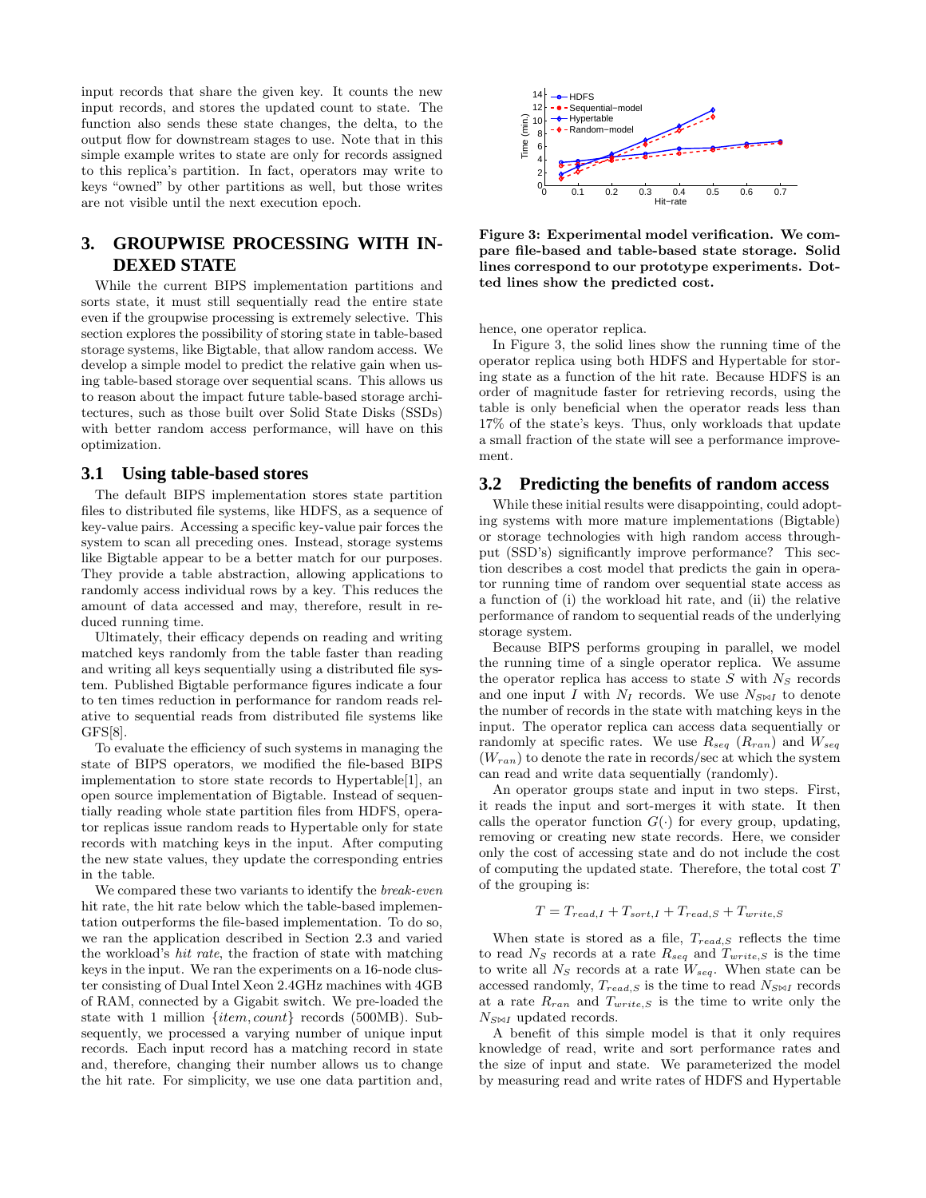input records that share the given key. It counts the new input records, and stores the updated count to state. The function also sends these state changes, the delta, to the output flow for downstream stages to use. Note that in this simple example writes to state are only for records assigned to this replica's partition. In fact, operators may write to keys "owned" by other partitions as well, but those writes are not visible until the next execution epoch.

## 3. GROUPWISE PROCESSING WITH INDEXED STATE

While the current BIPS implementation partitions and sorts state, it must still sequentially read the entire state even if the groupwise processing is extremely selective. This section explores the possibility of storing state in table-based storage systems, like Bigtable, that allow random access. We develop a simple model to predict the relative gain when using table-based storage over sequential scans. This allows us to reason about the impact future table-based storage architectures, such as those built over Solid State Disks (SSDs) with better random access performance, will have on this optimization.

### 3.1 Using table-based stores

The default BIPS implementation stores state partition files to distributed file systems, like HDFS, as a sequence of key-value pairs. Accessing a specific key-value pair forces the system to scan all preceding ones. Instead, storage systems like Bigtable appear to be a better match for our purposes. They provide a table abstraction, allowing applications to randomly access individual rows by a key. This reduces the amount of data accessed and may, therefore, result in reduced running time.

Ultimately, their efficacy depends on reading and writing matched keys randomly from the table faster than reading and writing all keys sequentially using a distributed file system. Published Bigtable performance figures indicate a four to ten times reduction in performance for random reads relative to sequential reads from distributed file systems like GFS[8].

To evaluate the efficiency of such systems in managing the state of BIPS operators, we modified the file-based BIPS implementation to store state records to Hypertable[1], an open source implementation of Bigtable. Instead of sequentially reading whole state partition files from HDFS, operator replicas issue random reads to Hypertable only for state records with matching keys in the input. After computing the new state values, they update the corresponding entries in the table.

We compared these two variants to identify the *break-even* hit rate, the hit rate below which the table-based implementation outperforms the file-based implementation. To do so, we ran the application described in Section 2.3 and varied the workload's *hit rate*, the fraction of state with matching keys in the input. We ran the experiments on a 16-node cluster consisting of Dual Intel Xeon 2.4GHz machines with 4GB of RAM, connected by a Gigabit switch. We pre-loaded the state with 1 million $\{item, count\}$ records (500MB). Subsequently, we processed a varying number of unique input records. Each input record has a matching record in state and, therefore, changing their number allows us to change the hit rate. For simplicity, we use one data partition and, hence, one operator replica.

**Figure 3: Experimental model verification. We compare file-based and table-based state storage. Solid lines correspond to our prototype experiments. Dotted lines show the predicted cost.**

In Figure 3, the solid lines show the running time of the operator replica using both HDFS and Hypertable for storing state as a function of the hit rate. Because HDFS is an order of magnitude faster for retrieving records, using the table is only beneficial when the operator reads less than 17% of the state's keys. Thus, only workloads that update a small fraction of the state will see a performance improvement.

### 3.2 Predicting the benefits of random access

While these initial results were disappointing, could adopting systems with more mature implementations (Bigtable) or storage technologies with high random access throughput (SSD's) significantly improve performance? This section describes a cost model that predicts the gain in operator running time of random over sequential state access as a function of (i) the workload hit rate, and (ii) the relative performance of random to sequential reads of the underlying storage system.

Because BIPS performs grouping in parallel, we model the running time of a single operator replica. We assume the operator replica has access to state $S$ with $N_S$ records and one input $I$ with $N_I$ records. We use $N_{S \bowtie I}$ to denote the number of records in the state with matching keys in the input. The operator replica can access data sequentially or randomly at specific rates. We use $R_{seq}$ ($R_{ran}$) and $W_{seq}$ ($W_{ran}$) to denote the rate in records/sec at which the system can read and write data sequentially (randomly).

An operator groups state and input in two steps. First, it reads the input and sort-merges it with state. It then calls the operator function $G(\cdot)$ for every group, updating, removing or creating new state records. Here, we consider only the cost of accessing state and do not include the cost of computing the updated state. Therefore, the total cost $T$ of the grouping is:

$$T = T_{read,I} + T_{sort,I} + T_{read,S} + T_{write,S}$$

When state is stored as a file, $T_{read,S}$ reflects the time to read $N_S$ records at a rate $R_{seq}$ and $T_{write,S}$ is the time to write all $N_S$ records at a rate $W_{seq}$. When state can be accessed randomly, $T_{read,S}$ is the time to read $N_{S \bowtie I}$ records at a rate $R_{ran}$ and $T_{write,S}$ is the time to write only the $N_{S \bowtie I}$ updated records.

A benefit of this simple model is that it only requires knowledge of read, write and sort performance rates and the size of input and state. We parameterized the model by measuring read and write rates of HDFS and Hypertable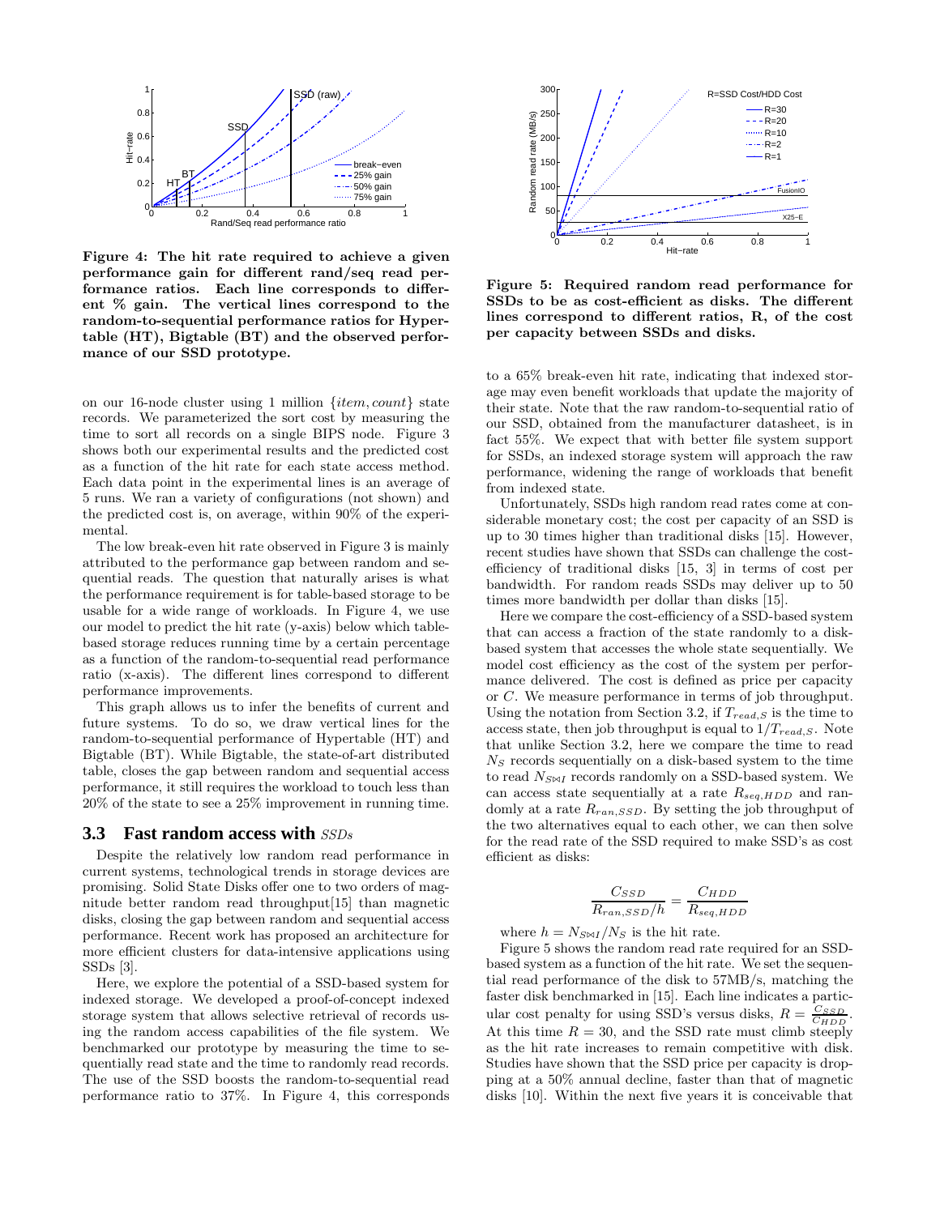Figure 4: The hit rate required to achieve a given performance gain for different rand/seq read performance ratios. Each line corresponds to different % gain. The vertical lines correspond to the random-to-sequential performance ratios for Hypertable (HT), Bigtable (BT) and the observed performance of our SSD prototype.

on our 16-node cluster using 1 million $\{item, count\}$ state records. We parameterized the sort cost by measuring the time to sort all records on a single BIPS node. Figure 3 shows both our experimental results and the predicted cost as a function of the hit rate for each state access method. Each data point in the experimental lines is an average of 5 runs. We ran a variety of configurations (not shown) and the predicted cost is, on average, within 90% of the experimental.

The low break-even hit rate observed in Figure 3 is mainly attributed to the performance gap between random and sequential reads. The question that naturally arises is what the performance requirement is for table-based storage to be usable for a wide range of workloads. In Figure 4, we use our model to predict the hit rate (y-axis) below which table-based storage reduces running time by a certain percentage as a function of the random-to-sequential read performance ratio (x-axis). The different lines correspond to different performance improvements.

This graph allows us to infer the benefits of current and future systems. To do so, we draw vertical lines for the random-to-sequential performance of Hypertable (HT) and Bigtable (BT). While Bigtable, the state-of-art distributed table, closes the gap between random and sequential access performance, it still requires the workload to touch less than 20% of the state to see a 25% improvement in running time.

### 3.3 Fast random access with *SSDs*

Despite the relatively low random read performance in current systems, technological trends in storage devices are promising. Solid State Disks offer one to two orders of magnitude better random read throughput[15] than magnetic disks, closing the gap between random and sequential access performance. Recent work has proposed an architecture for more efficient clusters for data-intensive applications using SSDs [3].

Here, we explore the potential of a SSD-based system for indexed storage. We developed a proof-of-concept indexed storage system that allows selective retrieval of records using the random access capabilities of the file system. We benchmarked our prototype by measuring the time to sequentially read state and the time to randomly read records. The use of the SSD boosts the random-to-sequential read performance ratio to 37%. In Figure 4, this corresponds to a 65% break-even hit rate, indicating that indexed storage may even benefit workloads that update the majority of their state. Note that the raw random-to-sequential ratio of our SSD, obtained from the manufacturer datasheet, is in fact 55%. We expect that with better file system support for SSDs, an indexed storage system will approach the raw performance, widening the range of workloads that benefit from indexed state.

Figure 5: Required random read performance for SSDs to be as cost-efficient as disks. The different lines correspond to different ratios, R, of the cost per capacity between SSDs and disks.

Unfortunately, SSDs high random read rates come at considerable monetary cost; the cost per capacity of an SSD is up to 30 times higher than traditional disks [15]. However, recent studies have shown that SSDs can challenge the cost-efficiency of traditional disks [15, 3] in terms of cost per bandwidth. For random reads SSDs may deliver up to 50 times more bandwidth per dollar than disks [15].

Here we compare the cost-efficiency of a SSD-based system that can access a fraction of the state randomly to a disk-based system that accesses the whole state sequentially. We model cost efficiency as the cost of the system per performance delivered. The cost is defined as price per capacity or $C$. We measure performance in terms of job throughput. Using the notation from Section 3.2, if $T_{read,S}$ is the time to access state, then job throughput is equal to $1/T_{read,S}$. Note that unlike Section 3.2, here we compare the time to read $N_S$ records sequentially on a disk-based system to the time to read $N_{S \bowtie I}$ records randomly on a SSD-based system. We can access state sequentially at a rate $R_{seq,HDD}$ and randomly at a rate $R_{ran,SSD}$. By setting the job throughput of the two alternatives equal to each other, we can then solve for the read rate of the SSD required to make SSD's as cost efficient as disks:

$$\frac{C_{SSD}}{R_{ran,SSD}/h} = \frac{C_{HDD}}{R_{seq,HDD}}$$

where $h = N_{S \bowtie I}/N_S$ is the hit rate.

Figure 5 shows the random read rate required for an SSD-based system as a function of the hit rate. We set the sequential read performance of the disk to 57MB/s, matching the faster disk benchmarked in [15]. Each line indicates a particular cost penalty for using SSD's versus disks, $R = \frac{C_{SSD}}{C_{HDD}}$. At this time $R = 30$, and the SSD rate must climb steeply as the hit rate increases to remain competitive with disk. Studies have shown that the SSD price per capacity is dropping at a 50% annual decline, faster than that of magnetic disks [10]. Within the next five years it is conceivable that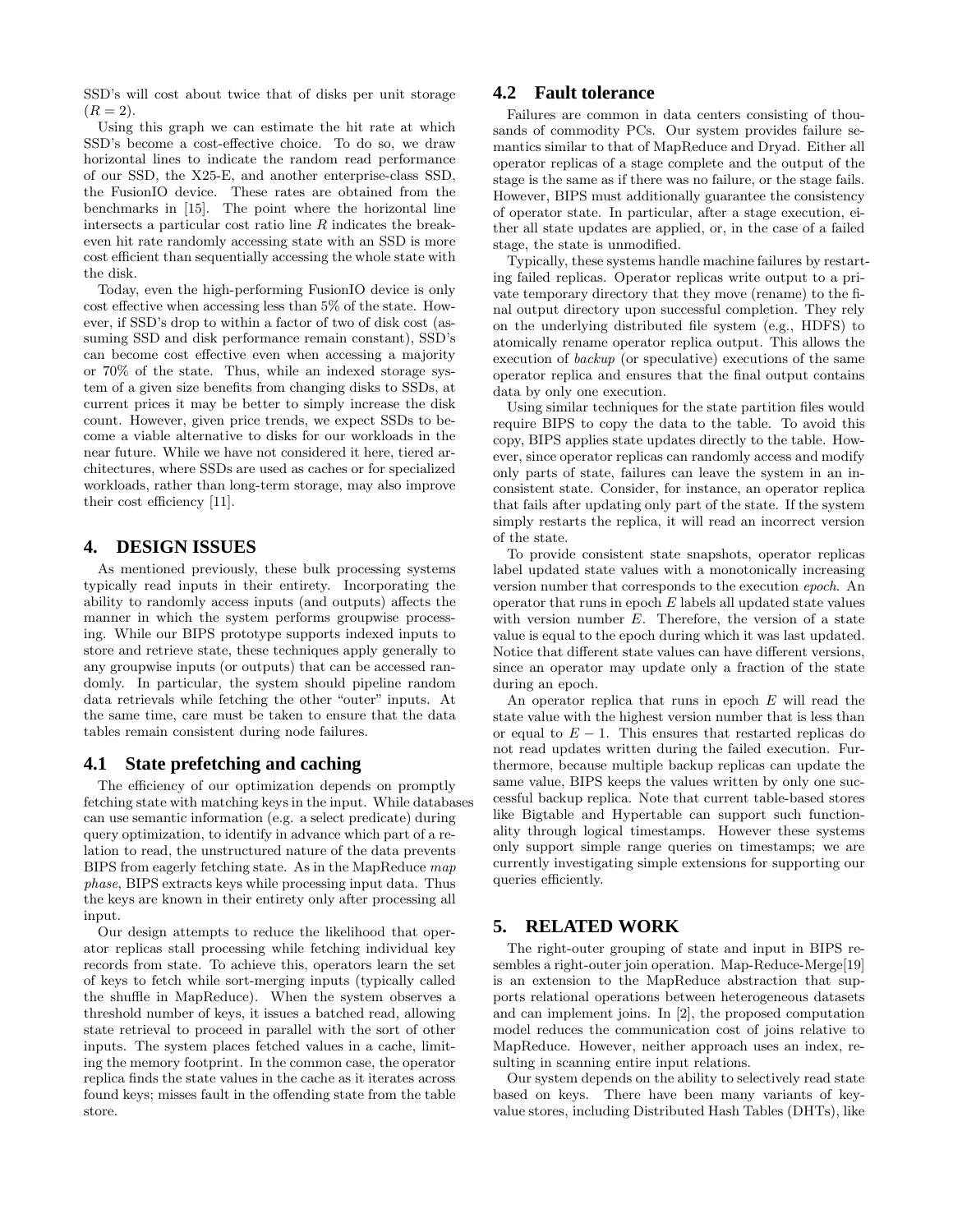SSD's will cost about twice that of disks per unit storage ($R = 2$).

Using this graph we can estimate the hit rate at which SSD's become a cost-effective choice. To do so, we draw horizontal lines to indicate the random read performance of our SSD, the X25-E, and another enterprise-class SSD, the FusionIO device. These rates are obtained from the benchmarks in [15]. The point where the horizontal line intersects a particular cost ratio line $R$ indicates the break-even hit rate randomly accessing state with an SSD is more cost efficient than sequentially accessing the whole state with the disk.

Today, even the high-performing FusionIO device is only cost effective when accessing less than 5% of the state. However, if SSD's drop to within a factor of two of disk cost (assuming SSD and disk performance remain constant), SSD's can become cost effective even when accessing a majority or 70% of the state. Thus, while an indexed storage system of a given size benefits from changing disks to SSDs, at current prices it may be better to simply increase the disk count. However, given price trends, we expect SSDs to become a viable alternative to disks for our workloads in the near future. While we have not considered it here, tiered architectures, where SSDs are used as caches or for specialized workloads, rather than long-term storage, may also improve their cost efficiency [11].

## 4. DESIGN ISSUES

As mentioned previously, these bulk processing systems typically read inputs in their entirety. Incorporating the ability to randomly access inputs (and outputs) affects the manner in which the system performs groupwise processing. While our BIPS prototype supports indexed inputs to store and retrieve state, these techniques apply generally to any groupwise inputs (or outputs) that can be accessed randomly. In particular, the system should pipeline random data retrievals while fetching the other "outer" inputs. At the same time, care must be taken to ensure that the data tables remain consistent during node failures.

### 4.1 State prefetching and caching

The efficiency of our optimization depends on promptly fetching state with matching keys in the input. While databases can use semantic information (e.g. a select predicate) during query optimization, to identify in advance which part of a relation to read, the unstructured nature of the data prevents BIPS from eagerly fetching state. As in the MapReduce *map phase*, BIPS extracts keys while processing input data. Thus the keys are known in their entirety only after processing all input.

Our design attempts to reduce the likelihood that operator replicas stall processing while fetching individual key records from state. To achieve this, operators learn the set of keys to fetch while sort-merging inputs (typically called the shuffle in MapReduce). When the system observes a threshold number of keys, it issues a batched read, allowing state retrieval to proceed in parallel with the sort of other inputs. The system places fetched values in a cache, limiting the memory footprint. In the common case, the operator replica finds the state values in the cache as it iterates across found keys; misses fault in the offending state from the table store.

### 4.2 Fault tolerance

Failures are common in data centers consisting of thousands of commodity PCs. Our system provides failure semantics similar to that of MapReduce and Dryad. Either all operator replicas of a stage complete and the output of the stage is the same as if there was no failure, or the stage fails. However, BIPS must additionally guarantee the consistency of operator state. In particular, after a stage execution, either all state updates are applied, or, in the case of a failed stage, the state is unmodified.

Typically, these systems handle machine failures by restarting failed replicas. Operator replicas write output to a private temporary directory that they move (rename) to the final output directory upon successful completion. They rely on the underlying distributed file system (e.g., HDFS) to atomically rename operator replica output. This allows the execution of *backup* (or speculative) executions of the same operator replica and ensures that the final output contains data by only one execution.

Using similar techniques for the state partition files would require BIPS to copy the data to the table. To avoid this copy, BIPS applies state updates directly to the table. However, since operator replicas can randomly access and modify only parts of state, failures can leave the system in an inconsistent state. Consider, for instance, an operator replica that fails after updating only part of the state. If the system simply restarts the replica, it will read an incorrect version of the state.

To provide consistent state snapshots, operator replicas label updated state values with a monotonically increasing version number that corresponds to the execution *epoch*. An operator that runs in epoch $E$ labels all updated state values with version number $E$. Therefore, the version of a state value is equal to the epoch during which it was last updated. Notice that different state values can have different versions, since an operator may update only a fraction of the state during an epoch.

An operator replica that runs in epoch $E$ will read the state value with the highest version number that is less than or equal to $E - 1$. This ensures that restarted replicas do not read updates written during the failed execution. Furthermore, because multiple backup replicas can update the same value, BIPS keeps the values written by only one successful backup replica. Note that current table-based stores like Bigtable and Hypertable can support such functionality through logical timestamps. However these systems only support simple range queries on timestamps; we are currently investigating simple extensions for supporting our queries efficiently.

## 5. RELATED WORK

The right-outer grouping of state and input in BIPS resembles a right-outer join operation. Map-Reduce-Merge[19] is an extension to the MapReduce abstraction that supports relational operations between heterogeneous datasets and can implement joins. In [2], the proposed computation model reduces the communication cost of joins relative to MapReduce. However, neither approach uses an index, resulting in scanning entire input relations.

Our system depends on the ability to selectively read state based on keys. There have been many variants of key-value stores, including Distributed Hash Tables (DHTs), like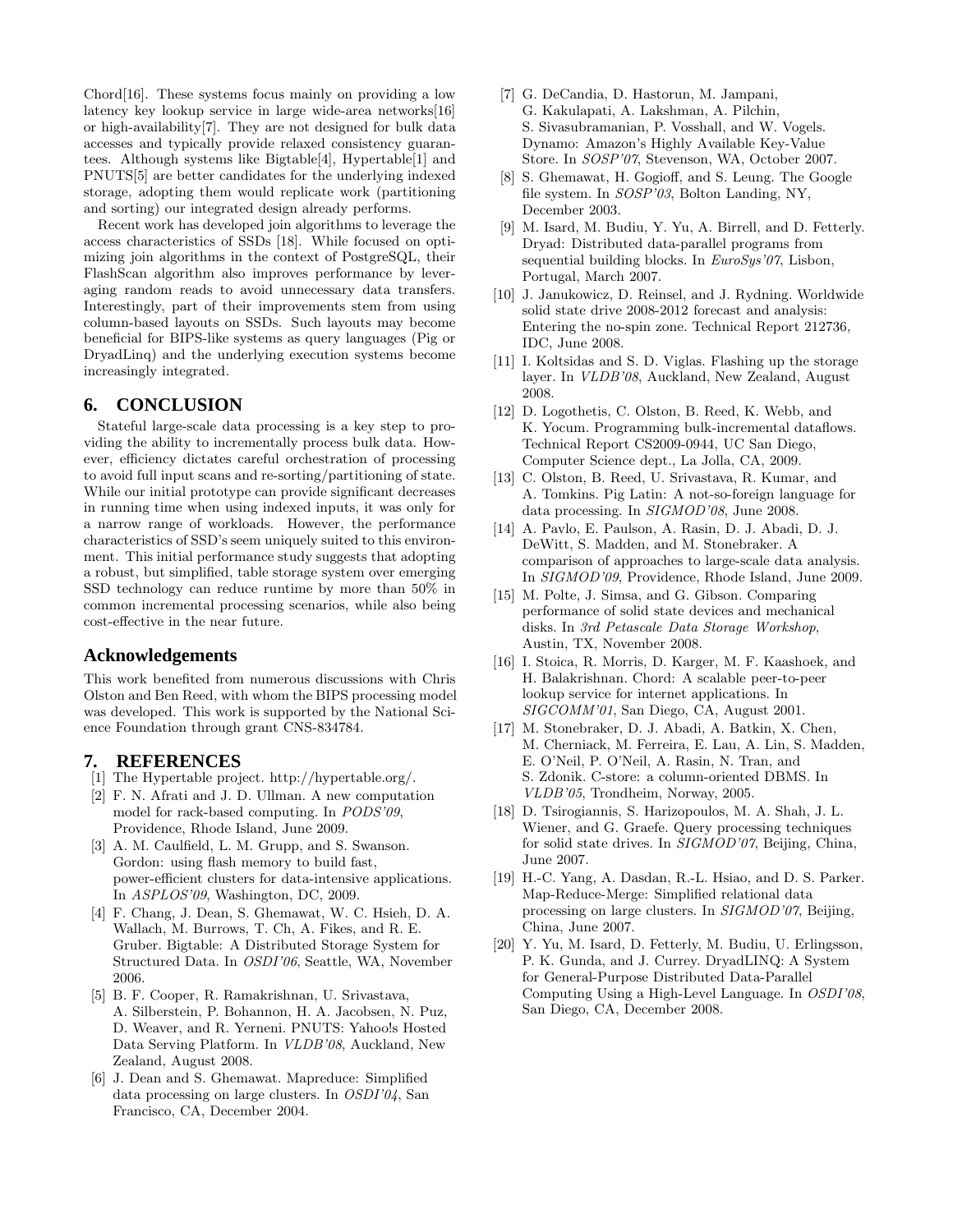Chord[16]. These systems focus mainly on providing a low latency key lookup service in large wide-area networks[16] or high-availability[7]. They are not designed for bulk data accesses and typically provide relaxed consistency guarantees. Although systems like Bigtable[4], Hypertable[1] and PNUTS[5] are better candidates for the underlying indexed storage, adopting them would replicate work (partitioning and sorting) our integrated design already performs.

Recent work has developed join algorithms to leverage the access characteristics of SSDs [18]. While focused on optimizing join algorithms in the context of PostgreSQL, their FlashScan algorithm also improves performance by leveraging random reads to avoid unnecessary data transfers. Interestingly, part of their improvements stem from using column-based layouts on SSDs. Such layouts may become beneficial for BIPS-like systems as query languages (Pig or DryadLinq) and the underlying execution systems become increasingly integrated.

## 6. CONCLUSION

Stateful large-scale data processing is a key step to providing the ability to incrementally process bulk data. However, efficiency dictates careful orchestration of processing to avoid full input scans and re-sorting/partitioning of state. While our initial prototype can provide significant decreases in running time when using indexed inputs, it was only for a narrow range of workloads. However, the performance characteristics of SSD's seem uniquely suited to this environment. This initial performance study suggests that adopting a robust, but simplified, table storage system over emerging SSD technology can reduce runtime by more than 50% in common incremental processing scenarios, while also being cost-effective in the near future.

## Acknowledgements

This work benefited from numerous discussions with Chris Olston and Ben Reed, with whom the BIPS processing model was developed. This work is supported by the National Science Foundation through grant CNS-834784.

## 7. REFERENCES

[1] The Hypertable project. http://hypertable.org/.

[2] F. N. Afrati and J. D. Ullman. A new computation model for rack-based computing. In *PODS'09*, Providence, Rhode Island, June 2009.

[3] A. M. Caulfield, L. M. Grupp, and S. Swanson. Gordon: using flash memory to build fast, power-efficient clusters for data-intensive applications. In *ASPLOS'09*, Washington, DC, 2009.

[4] F. Chang, J. Dean, S. Ghemawat, W. C. Hsieh, D. A. Wallach, M. Burrows, T. Ch, A. Fikes, and R. E. Gruber. Bigtable: A Distributed Storage System for Structured Data. In *OSDI'06*, Seattle, WA, November 2006.

[5] B. F. Cooper, R. Ramakrishnan, U. Srivastava, A. Silberstein, P. Bohannon, H. A. Jacobsen, N. Puz, D. Weaver, and R. Yerneni. PNUTS: Yahoo!s Hosted Data Serving Platform. In *VLDB'08*, Auckland, New Zealand, August 2008.

[6] J. Dean and S. Ghemawat. Mapreduce: Simplified data processing on large clusters. In *OSDI'04*, San Francisco, CA, December 2004.

[7] G. DeCandia, D. Hastorun, M. Jampani, G. Kakulapati, A. Lakshman, A. Pilchin, S. Sivasubramanian, P. Vosshall, and W. Vogels. Dynamo: Amazon's Highly Available Key-Value Store. In *SOSP'07*, Stevenson, WA, October 2007.

[8] S. Ghemawat, H. Gogioff, and S. Leung. The Google file system. In *SOSP'03*, Bolton Landing, NY, December 2003.

[9] M. Isard, M. Budiu, Y. Yu, A. Birrell, and D. Fetterly. Dryad: Distributed data-parallel programs from sequential building blocks. In *EuroSys'07*, Lisbon, Portugal, March 2007.

[10] J. Janukowicz, D. Reinsel, and J. Rydning. Worldwide solid state drive 2008-2012 forecast and analysis: Entering the no-spin zone. Technical Report 212736, IDC, June 2008.

[11] I. Koltsidas and S. D. Viglas. Flashing up the storage layer. In *VLDB'08*, Auckland, New Zealand, August 2008.

[12] D. Logothetis, C. Olston, B. Reed, K. Webb, and K. Yocum. Programming bulk-incremental dataflows. Technical Report CS2009-0944, UC San Diego, Computer Science dept., La Jolla, CA, 2009.

[13] C. Olston, B. Reed, U. Srivastava, R. Kumar, and A. Tomkins. Pig Latin: A not-so-foreign language for data processing. In *SIGMOD'08*, June 2008.

[14] A. Pavlo, E. Paulson, A. Rasin, D. J. Abadi, D. J. DeWitt, S. Madden, and M. Stonebraker. A comparison of approaches to large-scale data analysis. In *SIGMOD'09*, Providence, Rhode Island, June 2009.

[15] M. Polte, J. Simsa, and G. Gibson. Comparing performance of solid state devices and mechanical disks. In *3rd Petascale Data Storage Workshop*, Austin, TX, November 2008.

[16] I. Stoica, R. Morris, D. Karger, M. F. Kaashoek, and H. Balakrishnan. Chord: A scalable peer-to-peer lookup service for internet applications. In *SIGCOMM'01*, San Diego, CA, August 2001.

[17] M. Stonebraker, D. J. Abadi, A. Batkin, X. Chen, M. Cherniack, M. Ferreira, E. Lau, A. Lin, S. Madden, E. O'Neil, P. O'Neil, A. Rasin, N. Tran, and S. Zdonik. C-store: a column-oriented DBMS. In *VLDB'05*, Trondheim, Norway, 2005.

[18] D. Tsirogiannis, S. Harizopoulos, M. A. Shah, J. L. Wiener, and G. Graefe. Query processing techniques for solid state drives. In *SIGMOD'07*, Beijing, China, June 2007.

[19] H.-C. Yang, A. Dasdan, R.-L. Hsiao, and D. S. Parker. Map-Reduce-Merge: Simplified relational data processing on large clusters. In *SIGMOD'07*, Beijing, China, June 2007.

[20] Y. Yu, M. Isard, D. Fetterly, M. Budiu, U. Erlingsson, P. K. Gunda, and J. Currey. DryadLINQ: A System for General-Purpose Distributed Data-Parallel Computing Using a High-Level Language. In *OSDI'08*, San Diego, CA, December 2008.